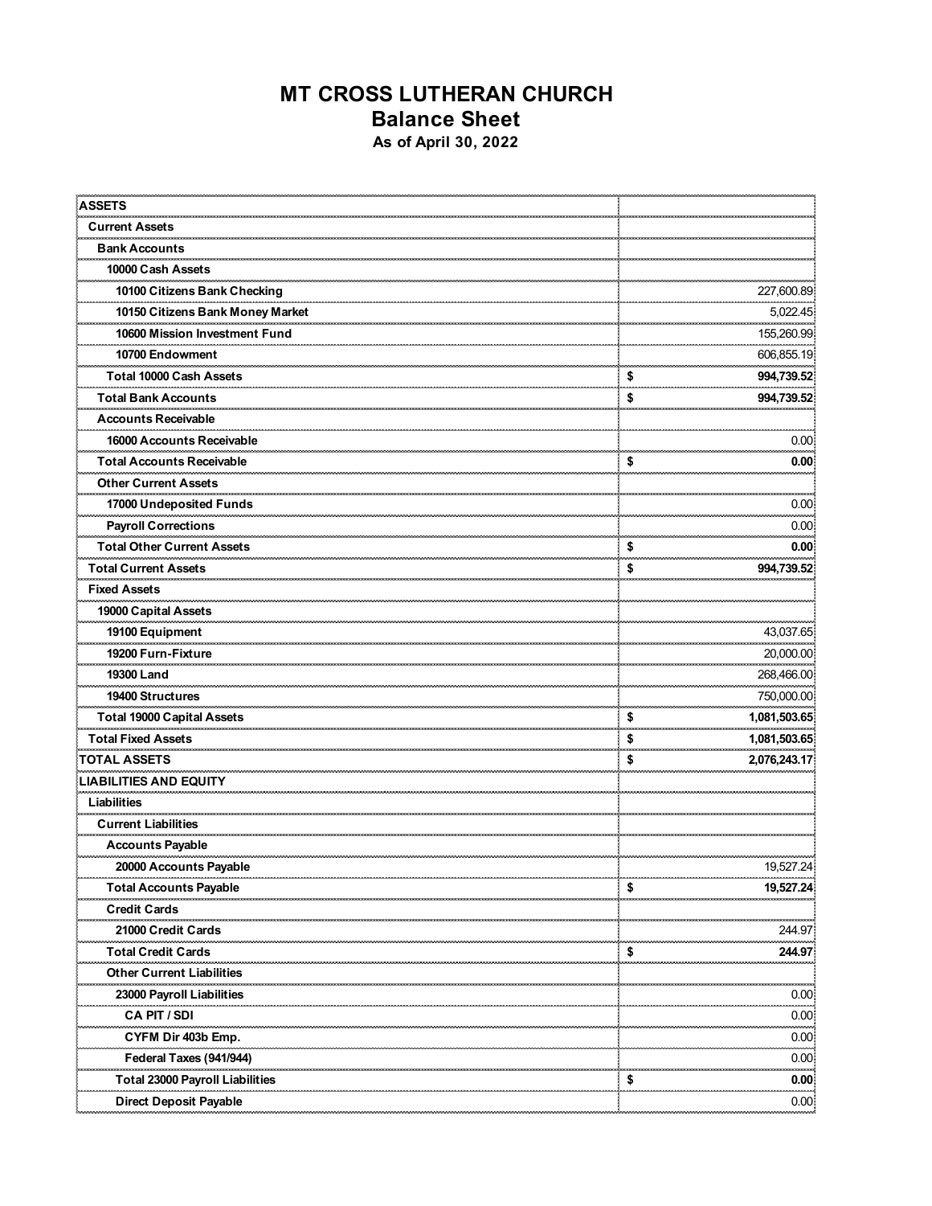# MT CROSS LUTHERAN CHURCH

## Balance Sheet

### As of April 30, 2022

| | | |
|---|---|---|
| **ASSETS** | | |
| **Current Assets** | | |
| **Bank Accounts** | | |
| **10000 Cash Assets** | | |
| **10100 Citizens Bank Checking** | | 227,600.89 |
| **10150 Citizens Bank Money Market** | | 5,022.45 |
| **10600 Mission Investment Fund** | | 155,260.99 |
| **10700 Endowment** | | 606,855.19 |
| **Total 10000 Cash Assets** | **$** | **994,739.52** |
| **Total Bank Accounts** | **$** | **994,739.52** |
| **Accounts Receivable** | | |
| **16000 Accounts Receivable** | | 0.00 |
| **Total Accounts Receivable** | **$** | **0.00** |
| **Other Current Assets** | | |
| **17000 Undeposited Funds** | | 0.00 |
| **Payroll Corrections** | | 0.00 |
| **Total Other Current Assets** | **$** | **0.00** |
| **Total Current Assets** | **$** | **994,739.52** |
| **Fixed Assets** | | |
| **19000 Capital Assets** | | |
| **19100 Equipment** | | 43,037.65 |
| **19200 Furn-Fixture** | | 20,000.00 |
| **19300 Land** | | 268,466.00 |
| **19400 Structures** | | 750,000.00 |
| **Total 19000 Capital Assets** | **$** | **1,081,503.65** |
| **Total Fixed Assets** | **$** | **1,081,503.65** |
| **TOTAL ASSETS** | **$** | **2,076,243.17** |
| **LIABILITIES AND EQUITY** | | |
| **Liabilities** | | |
| **Current Liabilities** | | |
| **Accounts Payable** | | |
| **20000 Accounts Payable** | | 19,527.24 |
| **Total Accounts Payable** | **$** | **19,527.24** |
| **Credit Cards** | | |
| **21000 Credit Cards** | | 244.97 |
| **Total Credit Cards** | **$** | **244.97** |
| **Other Current Liabilities** | | |
| **23000 Payroll Liabilities** | | 0.00 |
| **CA PIT / SDI** | | 0.00 |
| **CYFM Dir 403b Emp.** | | 0.00 |
| **Federal Taxes (941/944)** | | 0.00 |
| **Total 23000 Payroll Liabilities** | **$** | **0.00** |
| **Direct Deposit Payable** | | 0.00 |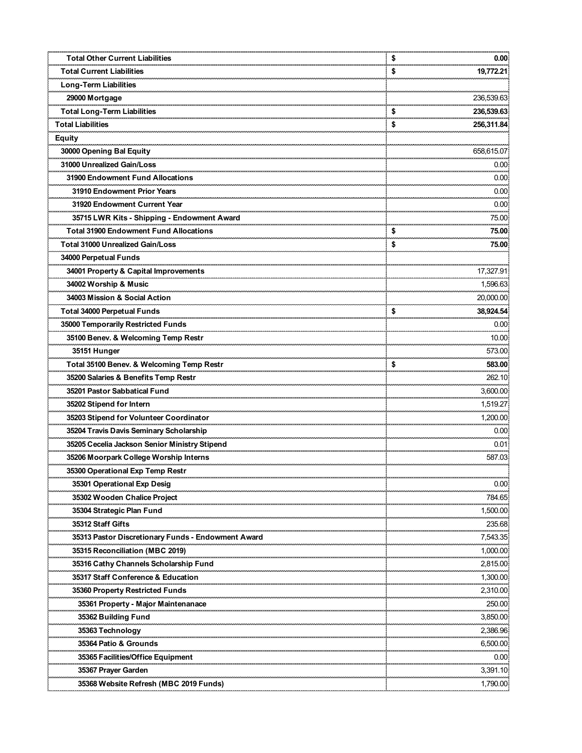| | |
|---|---|
| Total Other Current Liabilities | $ 0.00 |
| Total Current Liabilities | $ 19,772.21 |
| Long-Term Liabilities | |
| 29000 Mortgage | 236,539.63 |
| Total Long-Term Liabilities | $ 236,539.63 |
| Total Liabilities | $ 256,311.84 |
| Equity | |
| 30000 Opening Bal Equity | 658,615.07 |
| 31000 Unrealized Gain/Loss | 0.00 |
| 31900 Endowment Fund Allocations | 0.00 |
| 31910 Endowment Prior Years | 0.00 |
| 31920 Endowment Current Year | 0.00 |
| 35715 LWR Kits - Shipping - Endowment Award | 75.00 |
| Total 31900 Endowment Fund Allocations | $ 75.00 |
| Total 31000 Unrealized Gain/Loss | $ 75.00 |
| 34000 Perpetual Funds | |
| 34001 Property & Capital Improvements | 17,327.91 |
| 34002 Worship & Music | 1,596.63 |
| 34003 Mission & Social Action | 20,000.00 |
| Total 34000 Perpetual Funds | $ 38,924.54 |
| 35000 Temporarily Restricted Funds | 0.00 |
| 35100 Benev. & Welcoming Temp Restr | 10.00 |
| 35151 Hunger | 573.00 |
| Total 35100 Benev. & Welcoming Temp Restr | $ 583.00 |
| 35200 Salaries & Benefits Temp Restr | 262.10 |
| 35201 Pastor Sabbatical Fund | 3,600.00 |
| 35202 Stipend for Intern | 1,519.27 |
| 35203 Stipend for Volunteer Coordinator | 1,200.00 |
| 35204 Travis Davis Seminary Scholarship | 0.00 |
| 35205 Cecelia Jackson Senior Ministry Stipend | 0.01 |
| 35206 Moorpark College Worship Interns | 587.03 |
| 35300 Operational Exp Temp Restr | |
| 35301 Operational Exp Desig | 0.00 |
| 35302 Wooden Chalice Project | 784.65 |
| 35304 Strategic Plan Fund | 1,500.00 |
| 35312 Staff Gifts | 235.68 |
| 35313 Pastor Discretionary Funds - Endowment Award | 7,543.35 |
| 35315 Reconciliation (MBC 2019) | 1,000.00 |
| 35316 Cathy Channels Scholarship Fund | 2,815.00 |
| 35317 Staff Conference & Education | 1,300.00 |
| 35360 Property Restricted Funds | 2,310.00 |
| 35361 Property - Major Maintenanace | 250.00 |
| 35362 Building Fund | 3,850.00 |
| 35363 Technology | 2,386.96 |
| 35364 Patio & Grounds | 6,500.00 |
| 35365 Facilities/Office Equipment | 0.00 |
| 35367 Prayer Garden | 3,391.10 |
| 35368 Website Refresh (MBC 2019 Funds) | 1,790.00 |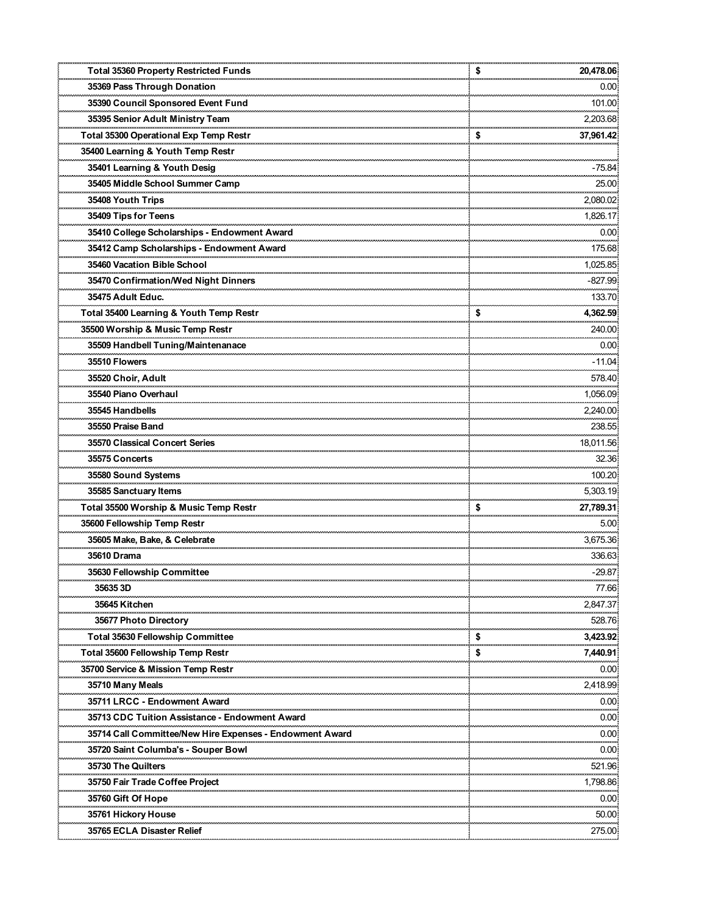| | |
|---|---|
| **Total 35360 Property Restricted Funds** | **$ 20,478.06** |
| **35369 Pass Through Donation** | 0.00 |
| **35390 Council Sponsored Event Fund** | 101.00 |
| **35395 Senior Adult Ministry Team** | 2,203.68 |
| **Total 35300 Operational Exp Temp Restr** | **$ 37,961.42** |
| **35400 Learning & Youth Temp Restr** | |
| **35401 Learning & Youth Desig** | -75.84 |
| **35405 Middle School Summer Camp** | 25.00 |
| **35408 Youth Trips** | 2,080.02 |
| **35409 Tips for Teens** | 1,826.17 |
| **35410 College Scholarships - Endowment Award** | 0.00 |
| **35412 Camp Scholarships - Endowment Award** | 175.68 |
| **35460 Vacation Bible School** | 1,025.85 |
| **35470 Confirmation/Wed Night Dinners** | -827.99 |
| **35475 Adult Educ.** | 133.70 |
| **Total 35400 Learning & Youth Temp Restr** | **$ 4,362.59** |
| **35500 Worship & Music Temp Restr** | 240.00 |
| **35509 Handbell Tuning/Maintenanace** | 0.00 |
| **35510 Flowers** | -11.04 |
| **35520 Choir, Adult** | 578.40 |
| **35540 Piano Overhaul** | 1,056.09 |
| **35545 Handbells** | 2,240.00 |
| **35550 Praise Band** | 238.55 |
| **35570 Classical Concert Series** | 18,011.56 |
| **35575 Concerts** | 32.36 |
| **35580 Sound Systems** | 100.20 |
| **35585 Sanctuary Items** | 5,303.19 |
| **Total 35500 Worship & Music Temp Restr** | **$ 27,789.31** |
| **35600 Fellowship Temp Restr** | 5.00 |
| **35605 Make, Bake, & Celebrate** | 3,675.36 |
| **35610 Drama** | 336.63 |
| **35630 Fellowship Committee** | -29.87 |
| **35635 3D** | 77.66 |
| **35645 Kitchen** | 2,847.37 |
| **35677 Photo Directory** | 528.76 |
| **Total 35630 Fellowship Committee** | **$ 3,423.92** |
| **Total 35600 Fellowship Temp Restr** | **$ 7,440.91** |
| **35700 Service & Mission Temp Restr** | 0.00 |
| **35710 Many Meals** | 2,418.99 |
| **35711 LRCC - Endowment Award** | 0.00 |
| **35713 CDC Tuition Assistance - Endowment Award** | 0.00 |
| **35714 Call Committee/New Hire Expenses - Endowment Award** | 0.00 |
| **35720 Saint Columba's - Souper Bowl** | 0.00 |
| **35730 The Quilters** | 521.96 |
| **35750 Fair Trade Coffee Project** | 1,798.86 |
| **35760 Gift Of Hope** | 0.00 |
| **35761 Hickory House** | 50.00 |
| **35765 ECLA Disaster Relief** | 275.00 |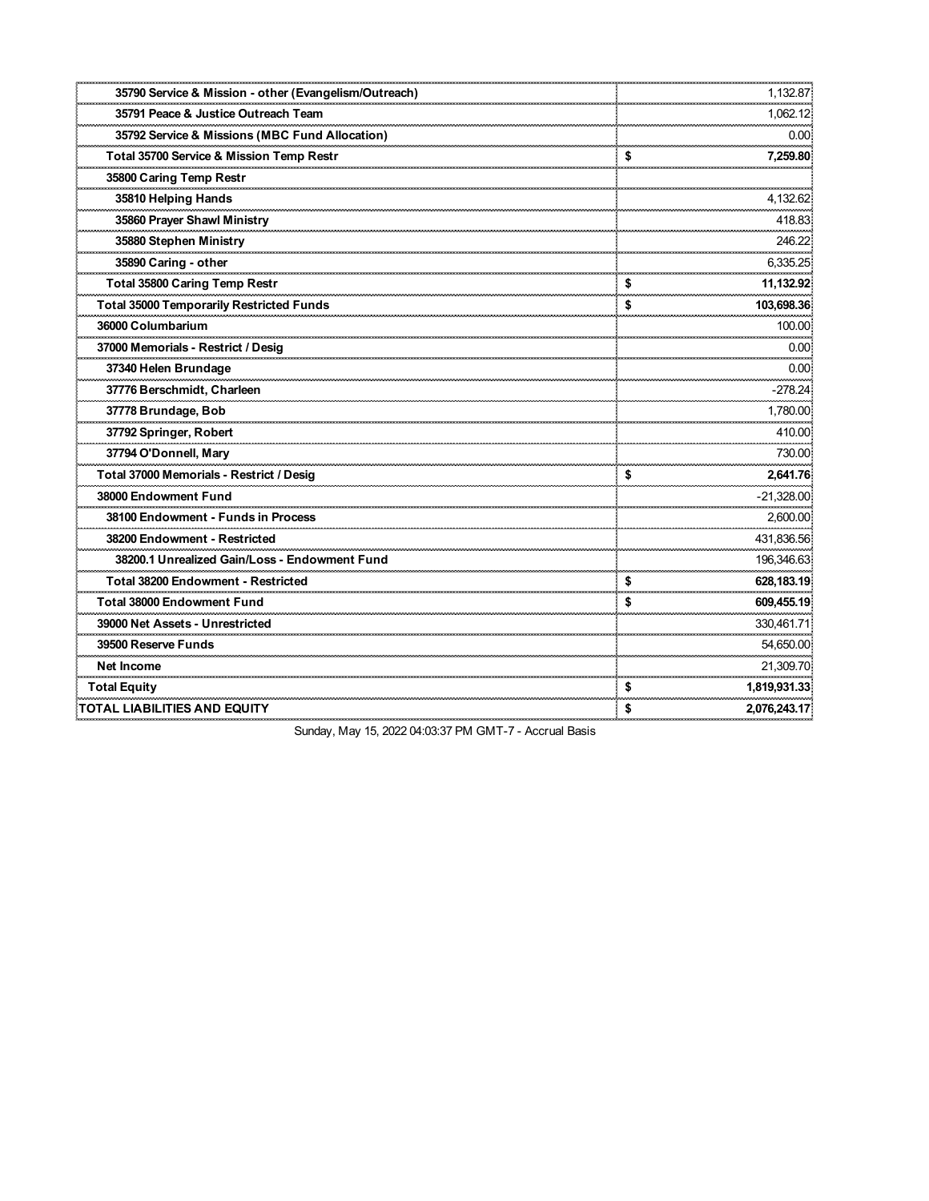| | | |
|---|---|---|
| 35790 Service & Mission - other (Evangelism/Outreach) | | 1,132.87 |
| 35791 Peace & Justice Outreach Team | | 1,062.12 |
| 35792 Service & Missions (MBC Fund Allocation) | | 0.00 |
| **Total 35700 Service & Mission Temp Restr** | **$** | **7,259.80** |
| 35800 Caring Temp Restr | | |
| 35810 Helping Hands | | 4,132.62 |
| 35860 Prayer Shawl Ministry | | 418.83 |
| 35880 Stephen Ministry | | 246.22 |
| 35890 Caring - other | | 6,335.25 |
| **Total 35800 Caring Temp Restr** | **$** | **11,132.92** |
| **Total 35000 Temporarily Restricted Funds** | **$** | **103,698.36** |
| 36000 Columbarium | | 100.00 |
| 37000 Memorials - Restrict / Desig | | 0.00 |
| 37340 Helen Brundage | | 0.00 |
| 37776 Berschmidt, Charleen | | -278.24 |
| 37778 Brundage, Bob | | 1,780.00 |
| 37792 Springer, Robert | | 410.00 |
| 37794 O'Donnell, Mary | | 730.00 |
| **Total 37000 Memorials - Restrict / Desig** | **$** | **2,641.76** |
| 38000 Endowment Fund | | -21,328.00 |
| 38100 Endowment - Funds in Process | | 2,600.00 |
| 38200 Endowment - Restricted | | 431,836.56 |
| 38200.1 Unrealized Gain/Loss - Endowment Fund | | 196,346.63 |
| **Total 38200 Endowment - Restricted** | **$** | **628,183.19** |
| **Total 38000 Endowment Fund** | **$** | **609,455.19** |
| 39000 Net Assets - Unrestricted | | 330,461.71 |
| 39500 Reserve Funds | | 54,650.00 |
| Net Income | | 21,309.70 |
| **Total Equity** | **$** | **1,819,931.33** |
| **TOTAL LIABILITIES AND EQUITY** | **$** | **2,076,243.17** |

Sunday, May 15, 2022 04:03:37 PM GMT-7 - Accrual Basis